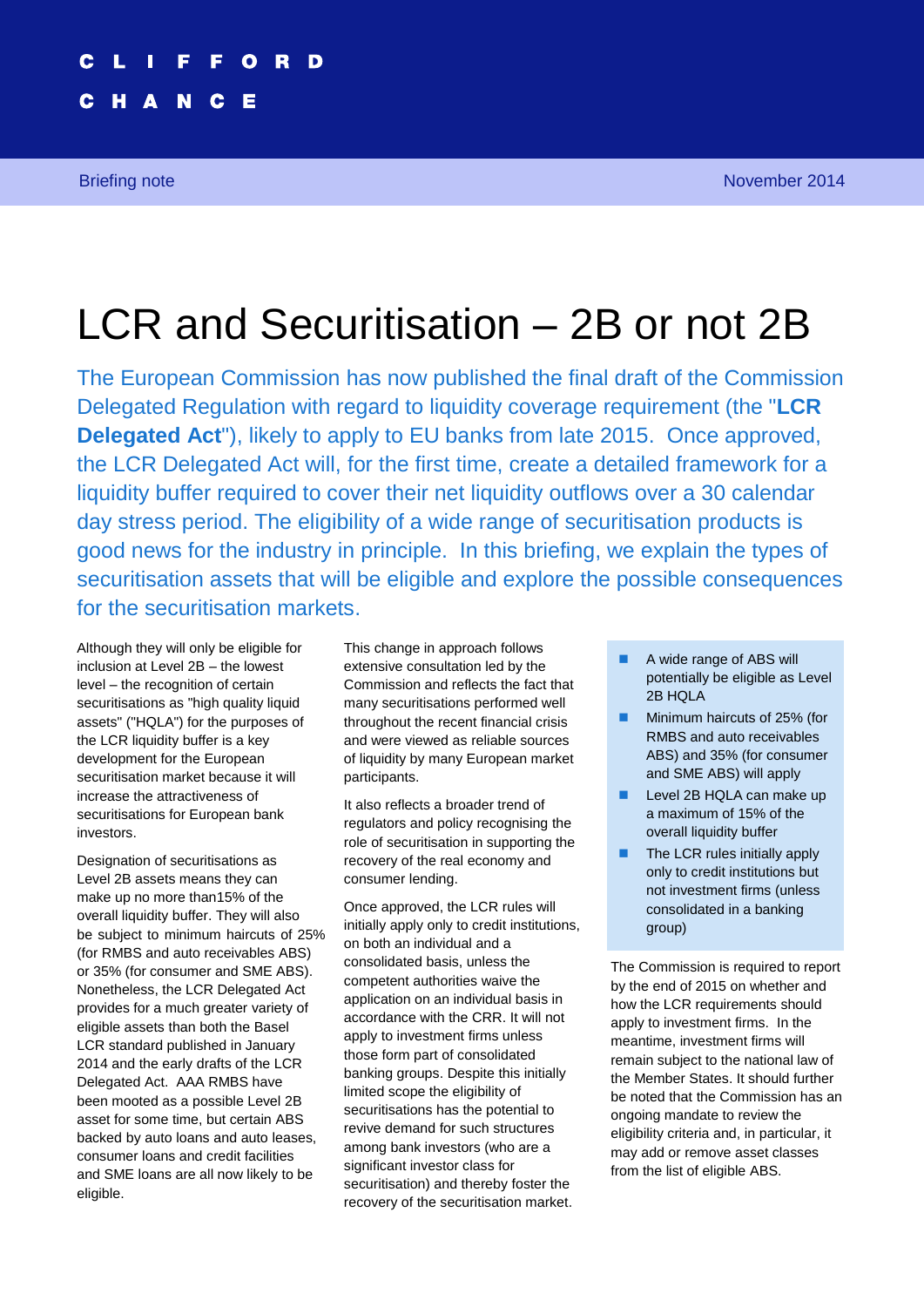CLIFFORD CHANCE

Briefing note

November 2014

# LCR and Securitisation – 2B or not 2B

The European Commission has now published the final draft of the Commission Delegated Regulation with regard to liquidity coverage requirement (the "**LCR Delegated Act**"), likely to apply to EU banks from late 2015. Once approved, the LCR Delegated Act will, for the first time, create a detailed framework for a liquidity buffer required to cover their net liquidity outflows over a 30 calendar day stress period. The eligibility of a wide range of securitisation products is good news for the industry in principle. In this briefing, we explain the types of securitisation assets that will be eligible and explore the possible consequences for the securitisation markets.

Although they will only be eligible for inclusion at Level 2B – the lowest level – the recognition of certain securitisations as "high quality liquid assets" ("HQLA") for the purposes of the LCR liquidity buffer is a key development for the European securitisation market because it will increase the attractiveness of securitisations for European bank investors.

Designation of securitisations as Level 2B assets means they can make up no more than15% of the overall liquidity buffer. They will also be subject to minimum haircuts of 25% (for RMBS and auto receivables ABS) or 35% (for consumer and SME ABS). Nonetheless, the LCR Delegated Act provides for a much greater variety of eligible assets than both the Basel LCR standard published in January 2014 and the early drafts of the LCR Delegated Act. AAA RMBS have been mooted as a possible Level 2B asset for some time, but certain ABS backed by auto loans and auto leases, consumer loans and credit facilities and SME loans are all now likely to be eligible.

This change in approach follows extensive consultation led by the Commission and reflects the fact that many securitisations performed well throughout the recent financial crisis and were viewed as reliable sources of liquidity by many European market participants.

It also reflects a broader trend of regulators and policy recognising the role of securitisation in supporting the recovery of the real economy and consumer lending.

Once approved, the LCR rules will initially apply only to credit institutions, on both an individual and a consolidated basis, unless the competent authorities waive the application on an individual basis in accordance with the CRR. It will not apply to investment firms unless those form part of consolidated banking groups. Despite this initially limited scope the eligibility of securitisations has the potential to revive demand for such structures among bank investors (who are a significant investor class for securitisation) and thereby foster the recovery of the securitisation market.

- A wide range of ABS will potentially be eligible as Level 2B HQLA
- Minimum haircuts of 25% (for RMBS and auto receivables ABS) and 35% (for consumer and SME ABS) will apply
- Level 2B HQLA can make up a maximum of 15% of the overall liquidity buffer
- The LCR rules initially apply only to credit institutions but not investment firms (unless consolidated in a banking group)

The Commission is required to report by the end of 2015 on whether and how the LCR requirements should apply to investment firms. In the meantime, investment firms will remain subject to the national law of the Member States. It should further be noted that the Commission has an ongoing mandate to review the eligibility criteria and, in particular, it may add or remove asset classes from the list of eligible ABS.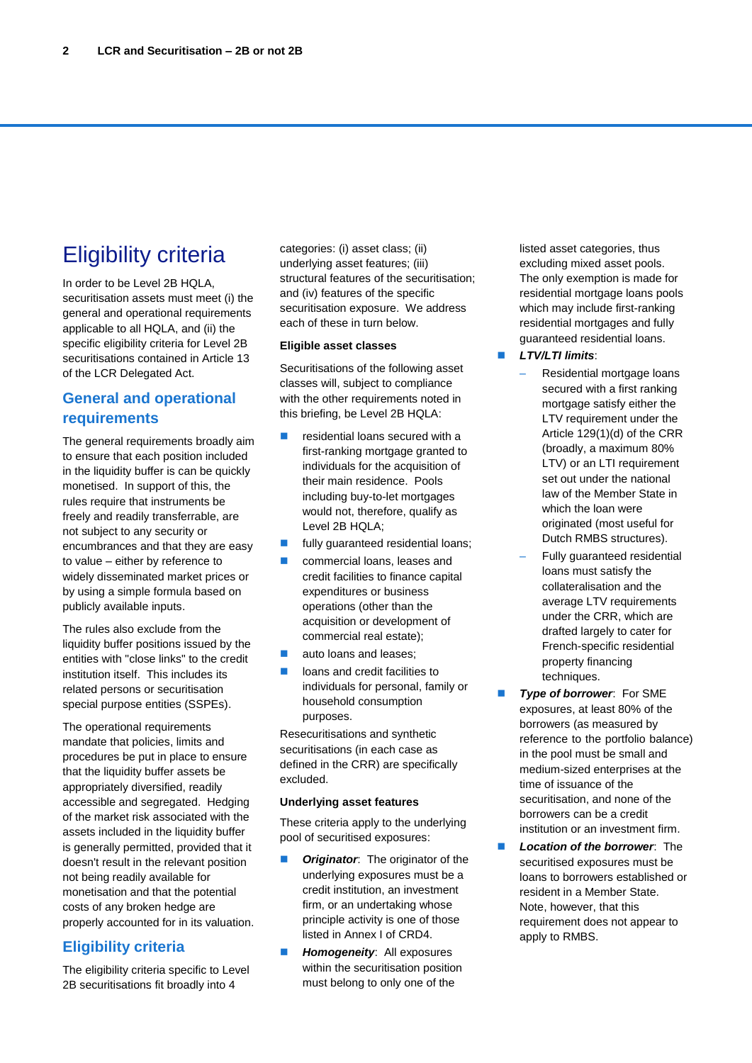# Eligibility criteria

In order to be Level 2B HQLA, securitisation assets must meet (i) the general and operational requirements applicable to all HQLA, and (ii) the specific eligibility criteria for Level 2B securitisations contained in Article 13 of the LCR Delegated Act.

## General and operational requirements

The general requirements broadly aim to ensure that each position included in the liquidity buffer is can be quickly monetised. In support of this, the rules require that instruments be freely and readily transferrable, are not subject to any security or encumbrances and that they are easy to value – either by reference to widely disseminated market prices or by using a simple formula based on publicly available inputs.

The rules also exclude from the liquidity buffer positions issued by the entities with "close links" to the credit institution itself. This includes its related persons or securitisation special purpose entities (SSPEs).

The operational requirements mandate that policies, limits and procedures be put in place to ensure that the liquidity buffer assets be appropriately diversified, readily accessible and segregated. Hedging of the market risk associated with the assets included in the liquidity buffer is generally permitted, provided that it doesn't result in the relevant position not being readily available for monetisation and that the potential costs of any broken hedge are properly accounted for in its valuation.

## Eligibility criteria

The eligibility criteria specific to Level 2B securitisations fit broadly into 4 categories: (i) asset class; (ii) underlying asset features; (iii) structural features of the securitisation; and (iv) features of the specific securitisation exposure. We address each of these in turn below.

### Eligible asset classes

Securitisations of the following asset classes will, subject to compliance with the other requirements noted in this briefing, be Level 2B HQLA:

- residential loans secured with a first-ranking mortgage granted to individuals for the acquisition of their main residence. Pools including buy-to-let mortgages would not, therefore, qualify as Level 2B HQLA;
- fully guaranteed residential loans;
- commercial loans, leases and credit facilities to finance capital expenditures or business operations (other than the acquisition or development of commercial real estate);
- auto loans and leases;
- loans and credit facilities to individuals for personal, family or household consumption purposes.

Resecuritisations and synthetic securitisations (in each case as defined in the CRR) are specifically excluded.

### Underlying asset features

These criteria apply to the underlying pool of securitised exposures:

- ***Originator***: The originator of the underlying exposures must be a credit institution, an investment firm, or an undertaking whose principle activity is one of those listed in Annex I of CRD4.
- ***Homogeneity***: All exposures within the securitisation position must belong to only one of the listed asset categories, thus excluding mixed asset pools. The only exemption is made for residential mortgage loans pools which may include first-ranking residential mortgages and fully guaranteed residential loans.
- ***LTV/LTI limits***:
  - Residential mortgage loans secured with a first ranking mortgage satisfy either the LTV requirement under the Article 129(1)(d) of the CRR (broadly, a maximum 80% LTV) or an LTI requirement set out under the national law of the Member State in which the loan were originated (most useful for Dutch RMBS structures).
  - Fully guaranteed residential loans must satisfy the collateralisation and the average LTV requirements under the CRR, which are drafted largely to cater for French-specific residential property financing techniques.
- ***Type of borrower***: For SME exposures, at least 80% of the borrowers (as measured by reference to the portfolio balance) in the pool must be small and medium-sized enterprises at the time of issuance of the securitisation, and none of the borrowers can be a credit institution or an investment firm.
- ***Location of the borrower***: The securitised exposures must be loans to borrowers established or resident in a Member State. Note, however, that this requirement does not appear to apply to RMBS.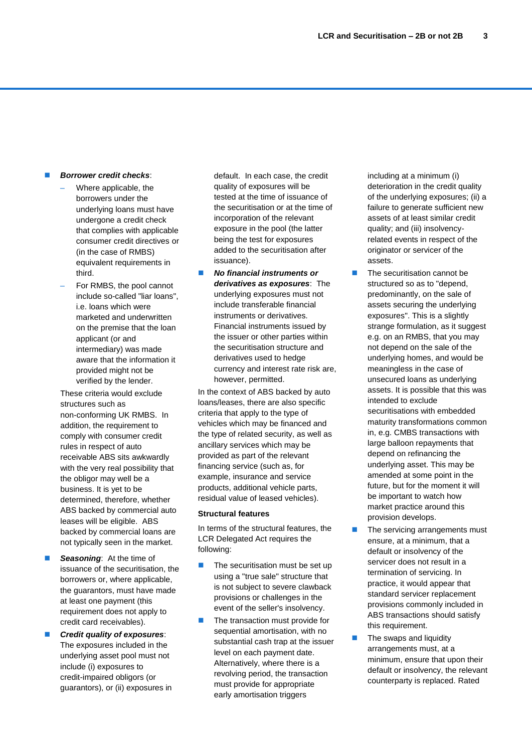- ***Borrower credit checks***:
  - Where applicable, the borrowers under the underlying loans must have undergone a credit check that complies with applicable consumer credit directives or (in the case of RMBS) equivalent requirements in third.
  - For RMBS, the pool cannot include so-called "liar loans", i.e. loans which were marketed and underwritten on the premise that the loan applicant (or and intermediary) was made aware that the information it provided might not be verified by the lender.

  These criteria would exclude structures such as non-conforming UK RMBS. In addition, the requirement to comply with consumer credit rules in respect of auto receivable ABS sits awkwardly with the very real possibility that the obligor may well be a business. It is yet to be determined, therefore, whether ABS backed by commercial auto leases will be eligible. ABS backed by commercial loans are not typically seen in the market.

- ***Seasoning***: At the time of issuance of the securitisation, the borrowers or, where applicable, the guarantors, must have made at least one payment (this requirement does not apply to credit card receivables).

- ***Credit quality of exposures***: The exposures included in the underlying asset pool must not include (i) exposures to credit-impaired obligors (or guarantors), or (ii) exposures in default. In each case, the credit quality of exposures will be tested at the time of issuance of the securitisation or at the time of incorporation of the relevant exposure in the pool (the latter being the test for exposures added to the securitisation after issuance).

- ***No financial instruments or derivatives as exposures***: The underlying exposures must not include transferable financial instruments or derivatives. Financial instruments issued by the issuer or other parties within the securitisation structure and derivatives used to hedge currency and interest rate risk are, however, permitted.

In the context of ABS backed by auto loans/leases, there are also specific criteria that apply to the type of vehicles which may be financed and the type of related security, as well as ancillary services which may be provided as part of the relevant financing service (such as, for example, insurance and service products, additional vehicle parts, residual value of leased vehicles).

**Structural features**

In terms of the structural features, the LCR Delegated Act requires the following:

- The securitisation must be set up using a "true sale" structure that is not subject to severe clawback provisions or challenges in the event of the seller's insolvency.
- The transaction must provide for sequential amortisation, with no substantial cash trap at the issuer level on each payment date. Alternatively, where there is a revolving period, the transaction must provide for appropriate early amortisation triggers including at a minimum (i) deterioration in the credit quality of the underlying exposures; (ii) a failure to generate sufficient new assets of at least similar credit quality; and (iii) insolvency-related events in respect of the originator or servicer of the assets.
- The securitisation cannot be structured so as to "depend, predominantly, on the sale of assets securing the underlying exposures". This is a slightly strange formulation, as it suggest e.g. on an RMBS, that you may not depend on the sale of the underlying homes, and would be meaningless in the case of unsecured loans as underlying assets. It is possible that this was intended to exclude securitisations with embedded maturity transformations common in, e.g. CMBS transactions with large balloon repayments that depend on refinancing the underlying asset. This may be amended at some point in the future, but for the moment it will be important to watch how market practice around this provision develops.
- The servicing arrangements must ensure, at a minimum, that a default or insolvency of the servicer does not result in a termination of servicing. In practice, it would appear that standard servicer replacement provisions commonly included in ABS transactions should satisfy this requirement.
- The swaps and liquidity arrangements must, at a minimum, ensure that upon their default or insolvency, the relevant counterparty is replaced. Rated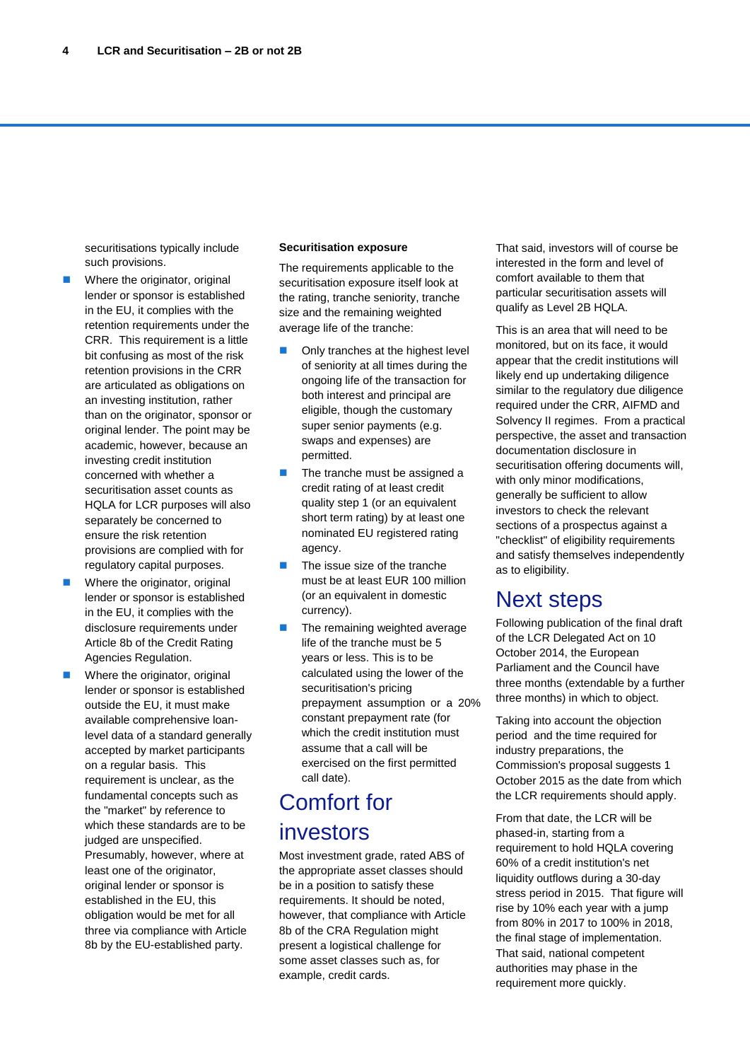securitisations typically include such provisions.

- Where the originator, original lender or sponsor is established in the EU, it complies with the retention requirements under the CRR. This requirement is a little bit confusing as most of the risk retention provisions in the CRR are articulated as obligations on an investing institution, rather than on the originator, sponsor or original lender. The point may be academic, however, because an investing credit institution concerned with whether a securitisation asset counts as HQLA for LCR purposes will also separately be concerned to ensure the risk retention provisions are complied with for regulatory capital purposes.
- Where the originator, original lender or sponsor is established in the EU, it complies with the disclosure requirements under Article 8b of the Credit Rating Agencies Regulation.
- Where the originator, original lender or sponsor is established outside the EU, it must make available comprehensive loan-level data of a standard generally accepted by market participants on a regular basis. This requirement is unclear, as the fundamental concepts such as the "market" by reference to which these standards are to be judged are unspecified. Presumably, however, where at least one of the originator, original lender or sponsor is established in the EU, this obligation would be met for all three via compliance with Article 8b by the EU-established party.

**Securitisation exposure**

The requirements applicable to the securitisation exposure itself look at the rating, tranche seniority, tranche size and the remaining weighted average life of the tranche:

- Only tranches at the highest level of seniority at all times during the ongoing life of the transaction for both interest and principal are eligible, though the customary super senior payments (e.g. swaps and expenses) are permitted.
- The tranche must be assigned a credit rating of at least credit quality step 1 (or an equivalent short term rating) by at least one nominated EU registered rating agency.
- The issue size of the tranche must be at least EUR 100 million (or an equivalent in domestic currency).
- The remaining weighted average life of the tranche must be 5 years or less. This is to be calculated using the lower of the securitisation's pricing prepayment assumption or a 20% constant prepayment rate (for which the credit institution must assume that a call will be exercised on the first permitted call date).

# Comfort for investors

Most investment grade, rated ABS of the appropriate asset classes should be in a position to satisfy these requirements. It should be noted, however, that compliance with Article 8b of the CRA Regulation might present a logistical challenge for some asset classes such as, for example, credit cards.

That said, investors will of course be interested in the form and level of comfort available to them that particular securitisation assets will qualify as Level 2B HQLA.

This is an area that will need to be monitored, but on its face, it would appear that the credit institutions will likely end up undertaking diligence similar to the regulatory due diligence required under the CRR, AIFMD and Solvency II regimes. From a practical perspective, the asset and transaction documentation disclosure in securitisation offering documents will, with only minor modifications, generally be sufficient to allow investors to check the relevant sections of a prospectus against a "checklist" of eligibility requirements and satisfy themselves independently as to eligibility.

# Next steps

Following publication of the final draft of the LCR Delegated Act on 10 October 2014, the European Parliament and the Council have three months (extendable by a further three months) in which to object.

Taking into account the objection period and the time required for industry preparations, the Commission's proposal suggests 1 October 2015 as the date from which the LCR requirements should apply.

From that date, the LCR will be phased-in, starting from a requirement to hold HQLA covering 60% of a credit institution's net liquidity outflows during a 30-day stress period in 2015. That figure will rise by 10% each year with a jump from 80% in 2017 to 100% in 2018, the final stage of implementation. That said, national competent authorities may phase in the requirement more quickly.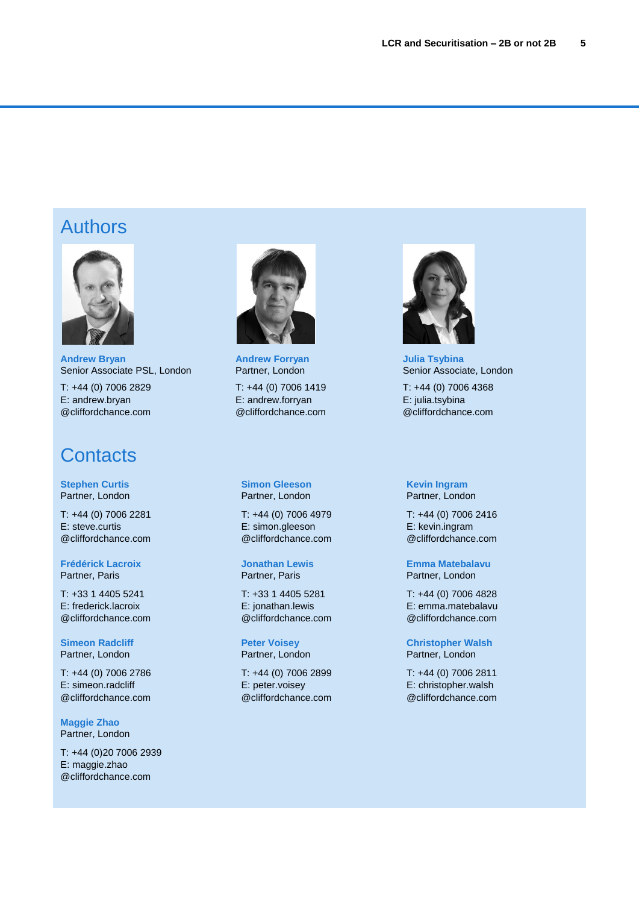## Authors

**Andrew Bryan**
Senior Associate PSL, London

T: +44 (0) 7006 2829
E: andrew.bryan
@cliffordchance.com

**Andrew Forryan**
Partner, London

T: +44 (0) 7006 1419
E: andrew.forryan
@cliffordchance.com

**Julia Tsybina**
Senior Associate, London

T: +44 (0) 7006 4368
E: julia.tsybina
@cliffordchance.com

## Contacts

**Stephen Curtis**
Partner, London

T: +44 (0) 7006 2281
E: steve.curtis
@cliffordchance.com

**Simon Gleeson**
Partner, London

T: +44 (0) 7006 4979
E: simon.gleeson
@cliffordchance.com

**Kevin Ingram**
Partner, London

T: +44 (0) 7006 2416
E: kevin.ingram
@cliffordchance.com

**Frédérick Lacroix**
Partner, Paris

T: +33 1 4405 5241
E: frederick.lacroix
@cliffordchance.com

**Jonathan Lewis**
Partner, Paris

T: +33 1 4405 5281
E: jonathan.lewis
@cliffordchance.com

**Emma Matebalavu**
Partner, London

T: +44 (0) 7006 4828
E: emma.matebalavu
@cliffordchance.com

**Simeon Radcliff**
Partner, London

T: +44 (0) 7006 2786
E: simeon.radcliff
@cliffordchance.com

**Peter Voisey**
Partner, London

T: +44 (0) 7006 2899
E: peter.voisey
@cliffordchance.com

**Christopher Walsh**
Partner, London

T: +44 (0) 7006 2811
E: christopher.walsh
@cliffordchance.com

**Maggie Zhao**
Partner, London

T: +44 (0)20 7006 2939
E: maggie.zhao
@cliffordchance.com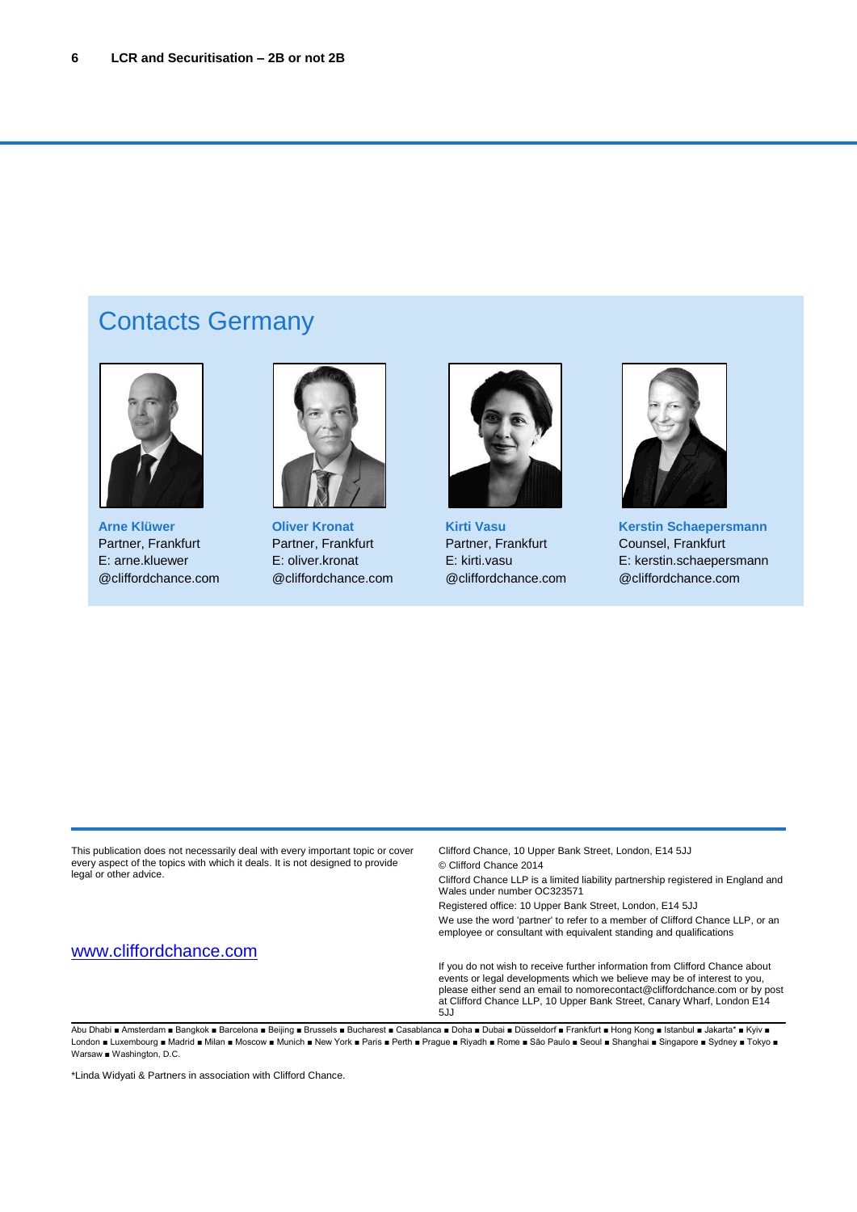## Contacts Germany

**Arne Klüwer**
Partner, Frankfurt
E: arne.kluewer@cliffordchance.com

**Oliver Kronat**
Partner, Frankfurt
E: oliver.kronat@cliffordchance.com

**Kirti Vasu**
Partner, Frankfurt
E: kirti.vasu@cliffordchance.com

**Kerstin Schaepersmann**
Counsel, Frankfurt
E: kerstin.schaepersmann@cliffordchance.com

This publication does not necessarily deal with every important topic or cover every aspect of the topics with which it deals. It is not designed to provide legal or other advice.

www.cliffordchance.com

Clifford Chance, 10 Upper Bank Street, London, E14 5JJ

© Clifford Chance 2014

Clifford Chance LLP is a limited liability partnership registered in England and Wales under number OC323571

Registered office: 10 Upper Bank Street, London, E14 5JJ

We use the word 'partner' to refer to a member of Clifford Chance LLP, or an employee or consultant with equivalent standing and qualifications

If you do not wish to receive further information from Clifford Chance about events or legal developments which we believe may be of interest to you, please either send an email to nomorecontact@cliffordchance.com or by post at Clifford Chance LLP, 10 Upper Bank Street, Canary Wharf, London E14 5JJ

Abu Dhabi ■ Amsterdam ■ Bangkok ■ Barcelona ■ Beijing ■ Brussels ■ Bucharest ■ Casablanca ■ Doha ■ Dubai ■ Düsseldorf ■ Frankfurt ■ Hong Kong ■ Istanbul ■ Jakarta* ■ Kyiv ■ London ■ Luxembourg ■ Madrid ■ Milan ■ Moscow ■ Munich ■ New York ■ Paris ■ Perth ■ Prague ■ Riyadh ■ Rome ■ São Paulo ■ Seoul ■ Shanghai ■ Singapore ■ Sydney ■ Tokyo ■ Warsaw ■ Washington, D.C.

*Linda Widyati & Partners in association with Clifford Chance.